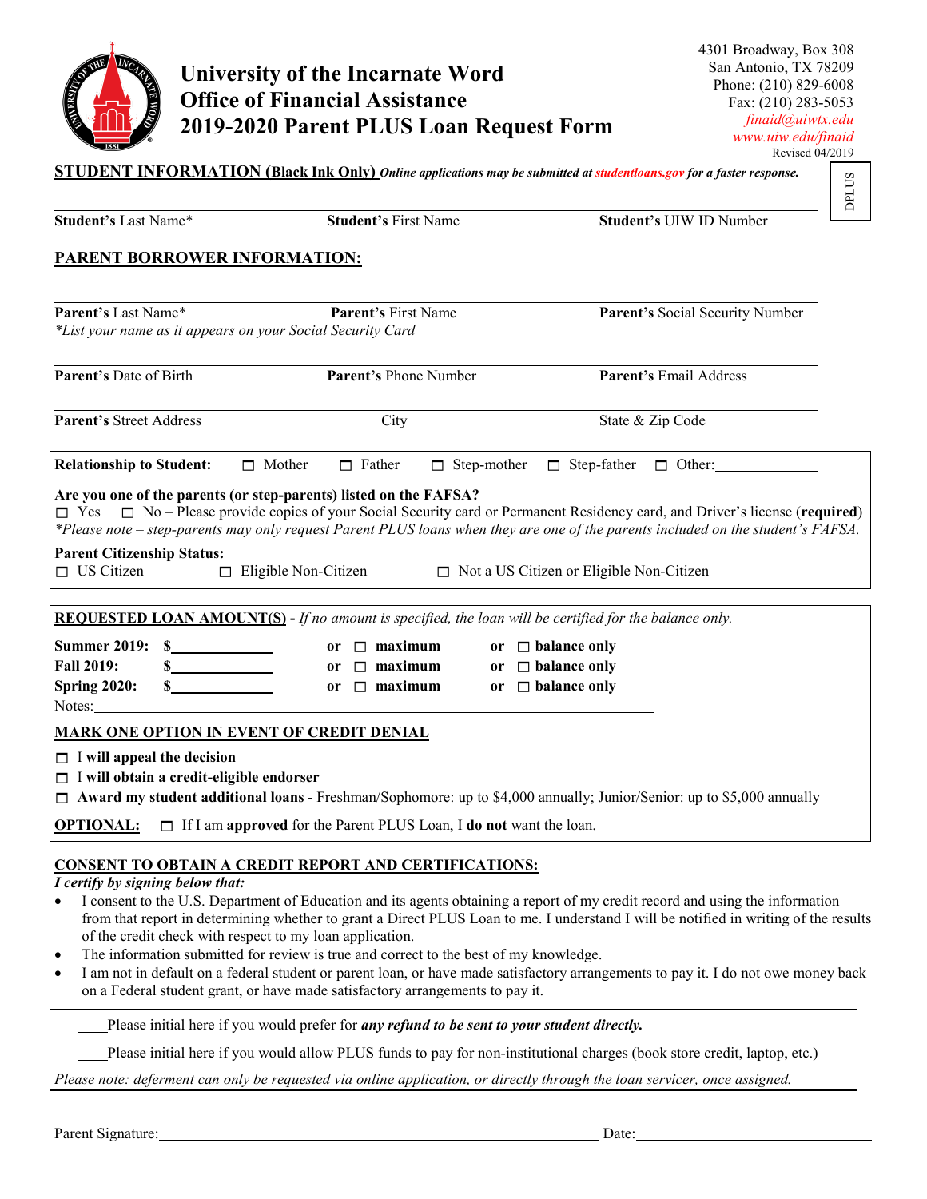# University of the Incarnate Word
## Office of Financial Assistance
## 2019-2020 Parent PLUS Loan Request Form

4301 Broadway, Box 308
San Antonio, TX 78209
Phone: (210) 829-6008
Fax: (210) 283-5053
*finaid@uiwtx.edu*
*www.uiw.edu/finaid*
Revised 04/2019

DPLUS

**STUDENT INFORMATION (Black Ink Only)** *Online applications may be submitted at studentloans.gov for a faster response.*

| **Student's** Last Name* | **Student's** First Name | **Student's** UIW ID Number |
|---|---|---|

**PARENT BORROWER INFORMATION:**

| **Parent's** Last Name* | **Parent's** First Name | **Parent's** Social Security Number |
|---|---|---|

*\*List your name as it appears on your Social Security Card*

| **Parent's** Date of Birth | **Parent's** Phone Number | **Parent's** Email Address |
|---|---|---|

| **Parent's** Street Address | City | State & Zip Code |
|---|---|---|

**Relationship to Student:** ☐ Mother ☐ Father ☐ Step-mother ☐ Step-father ☐ Other:\_\_\_\_\_\_\_\_\_\_\_\_

**Are you one of the parents (or step-parents) listed on the FAFSA?**
☐ Yes ☐ No – Please provide copies of your Social Security card or Permanent Residency card, and Driver's license (**required**)
*\*Please note – step-parents may only request Parent PLUS loans when they are one of the parents included on the student's FAFSA.*

**Parent Citizenship Status:**
☐ US Citizen ☐ Eligible Non-Citizen ☐ Not a US Citizen or Eligible Non-Citizen

**REQUESTED LOAN AMOUNT(S) -** *If no amount is specified, the loan will be certified for the balance only.*

**Summer 2019:** **$**\_\_\_\_\_\_\_\_\_\_ **or** ☐ **maximum** **or** ☐ **balance only**
**Fall 2019:** **$**\_\_\_\_\_\_\_\_\_\_ **or** ☐ **maximum** **or** ☐ **balance only**
**Spring 2020:** **$**\_\_\_\_\_\_\_\_\_\_ **or** ☐ **maximum** **or** ☐ **balance only**
Notes:\_\_\_\_\_\_\_\_\_\_\_\_\_\_\_\_\_\_\_\_\_\_\_\_\_\_\_\_\_\_\_\_\_\_\_\_

**MARK ONE OPTION IN EVENT OF CREDIT DENIAL**

☐ I **will appeal the decision**
☐ I **will obtain a credit-eligible endorser**
☐ **Award my student additional loans** - Freshman/Sophomore: up to $4,000 annually; Junior/Senior: up to $5,000 annually

**OPTIONAL:** ☐ If I am **approved** for the Parent PLUS Loan, I **do not** want the loan.

**CONSENT TO OBTAIN A CREDIT REPORT AND CERTIFICATIONS:**
***I certify by signing below that:***

- I consent to the U.S. Department of Education and its agents obtaining a report of my credit record and using the information from that report in determining whether to grant a Direct PLUS Loan to me. I understand I will be notified in writing of the results of the credit check with respect to my loan application.
- The information submitted for review is true and correct to the best of my knowledge.
- I am not in default on a federal student or parent loan, or have made satisfactory arrangements to pay it. I do not owe money back on a Federal student grant, or have made satisfactory arrangements to pay it.

\_\_\_\_Please initial here if you would prefer for ***any refund to be sent to your student directly.***

\_\_\_\_Please initial here if you would allow PLUS funds to pay for non-institutional charges (book store credit, laptop, etc.)

*Please note: deferment can only be requested via online application, or directly through the loan servicer, once assigned.*

Parent Signature:\_\_\_\_\_\_\_\_\_\_\_\_\_\_\_\_\_\_\_\_\_\_\_\_\_\_\_\_\_\_\_\_\_\_ Date:\_\_\_\_\_\_\_\_\_\_\_\_\_\_\_\_\_\_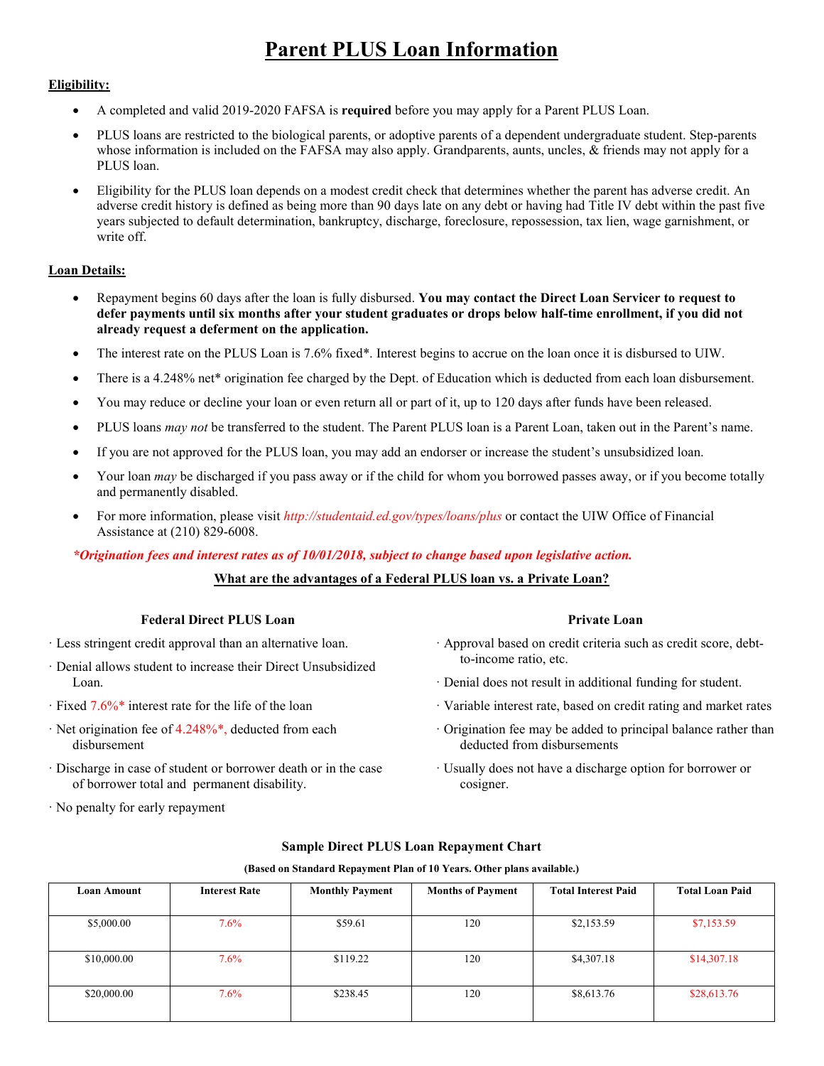# Parent PLUS Loan Information

**Eligibility:**

- A completed and valid 2019-2020 FAFSA is **required** before you may apply for a Parent PLUS Loan.
- PLUS loans are restricted to the biological parents, or adoptive parents of a dependent undergraduate student. Step-parents whose information is included on the FAFSA may also apply. Grandparents, aunts, uncles, & friends may not apply for a PLUS loan.
- Eligibility for the PLUS loan depends on a modest credit check that determines whether the parent has adverse credit. An adverse credit history is defined as being more than 90 days late on any debt or having had Title IV debt within the past five years subjected to default determination, bankruptcy, discharge, foreclosure, repossession, tax lien, wage garnishment, or write off.

**Loan Details:**

- Repayment begins 60 days after the loan is fully disbursed. **You may contact the Direct Loan Servicer to request to defer payments until six months after your student graduates or drops below half-time enrollment, if you did not already request a deferment on the application.**
- The interest rate on the PLUS Loan is 7.6% fixed*. Interest begins to accrue on the loan once it is disbursed to UIW.
- There is a 4.248% net* origination fee charged by the Dept. of Education which is deducted from each loan disbursement.
- You may reduce or decline your loan or even return all or part of it, up to 120 days after funds have been released.
- PLUS loans *may not* be transferred to the student. The Parent PLUS loan is a Parent Loan, taken out in the Parent's name.
- If you are not approved for the PLUS loan, you may add an endorser or increase the student's unsubsidized loan.
- Your loan *may* be discharged if you pass away or if the child for whom you borrowed passes away, or if you become totally and permanently disabled.
- For more information, please visit *http://studentaid.ed.gov/types/loans/plus* or contact the UIW Office of Financial Assistance at (210) 829-6008.

***Origination fees and interest rates as of 10/01/2018, subject to change based upon legislative action.**

**What are the advantages of a Federal PLUS loan vs. a Private Loan?**

**Federal Direct PLUS Loan**

· Less stringent credit approval than an alternative loan.

· Denial allows student to increase their Direct Unsubsidized Loan.

· Fixed 7.6%* interest rate for the life of the loan

· Net origination fee of 4.248%*, deducted from each disbursement

· Discharge in case of student or borrower death or in the case of borrower total and permanent disability.

· No penalty for early repayment

**Private Loan**

· Approval based on credit criteria such as credit score, debt-to-income ratio, etc.

· Denial does not result in additional funding for student.

· Variable interest rate, based on credit rating and market rates

· Origination fee may be added to principal balance rather than deducted from disbursements

· Usually does not have a discharge option for borrower or cosigner.

**Sample Direct PLUS Loan Repayment Chart**

**(Based on Standard Repayment Plan of 10 Years. Other plans available.)**

| Loan Amount | Interest Rate | Monthly Payment | Months of Payment | Total Interest Paid | Total Loan Paid |
|---|---|---|---|---|---|
| $5,000.00 | 7.6% | $59.61 | 120 | $2,153.59 | $7,153.59 |
| $10,000.00 | 7.6% | $119.22 | 120 | $4,307.18 | $14,307.18 |
| $20,000.00 | 7.6% | $238.45 | 120 | $8,613.76 | $28,613.76 |